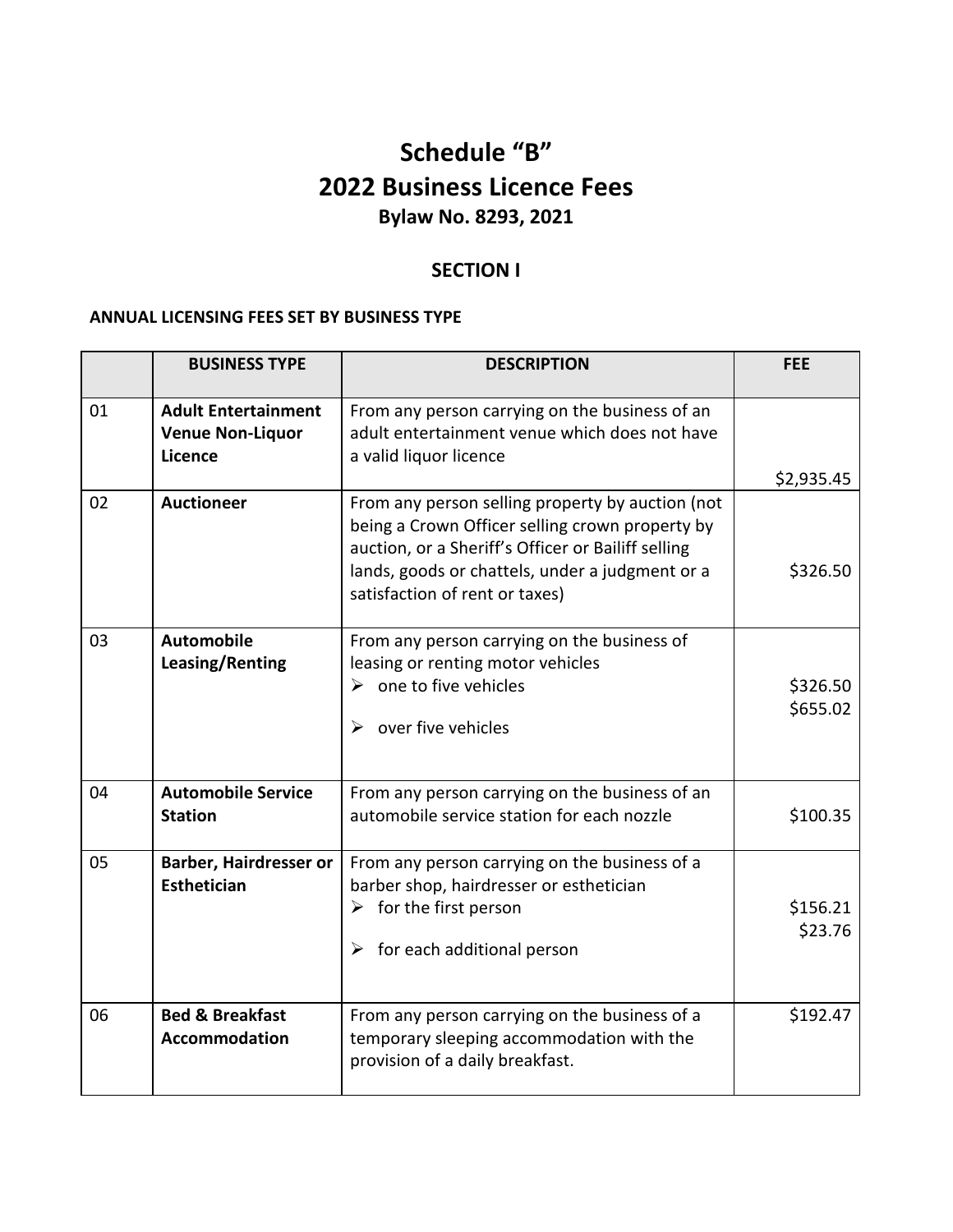# Schedule "B"
# 2022 Business Licence Fees
### Bylaw No. 8293, 2021

## SECTION I

**ANNUAL LICENSING FEES SET BY BUSINESS TYPE**

| | BUSINESS TYPE | DESCRIPTION | FEE |
|---|---|---|---|
| 01 | **Adult Entertainment Venue Non-Liquor Licence** | From any person carrying on the business of an adult entertainment venue which does not have a valid liquor licence | $2,935.45 |
| 02 | **Auctioneer** | From any person selling property by auction (not being a Crown Officer selling crown property by auction, or a Sheriff's Officer or Bailiff selling lands, goods or chattels, under a judgment or a satisfaction of rent or taxes) | $326.50 |
| 03 | **Automobile Leasing/Renting** | From any person carrying on the business of leasing or renting motor vehicles<br>➢ one to five vehicles<br>➢ over five vehicles | <br>$326.50<br>$655.02 |
| 04 | **Automobile Service Station** | From any person carrying on the business of an automobile service station for each nozzle | $100.35 |
| 05 | **Barber, Hairdresser or Esthetician** | From any person carrying on the business of a barber shop, hairdresser or esthetician<br>➢ for the first person<br>➢ for each additional person | <br>$156.21<br>$23.76 |
| 06 | **Bed & Breakfast Accommodation** | From any person carrying on the business of a temporary sleeping accommodation with the provision of a daily breakfast. | $192.47 |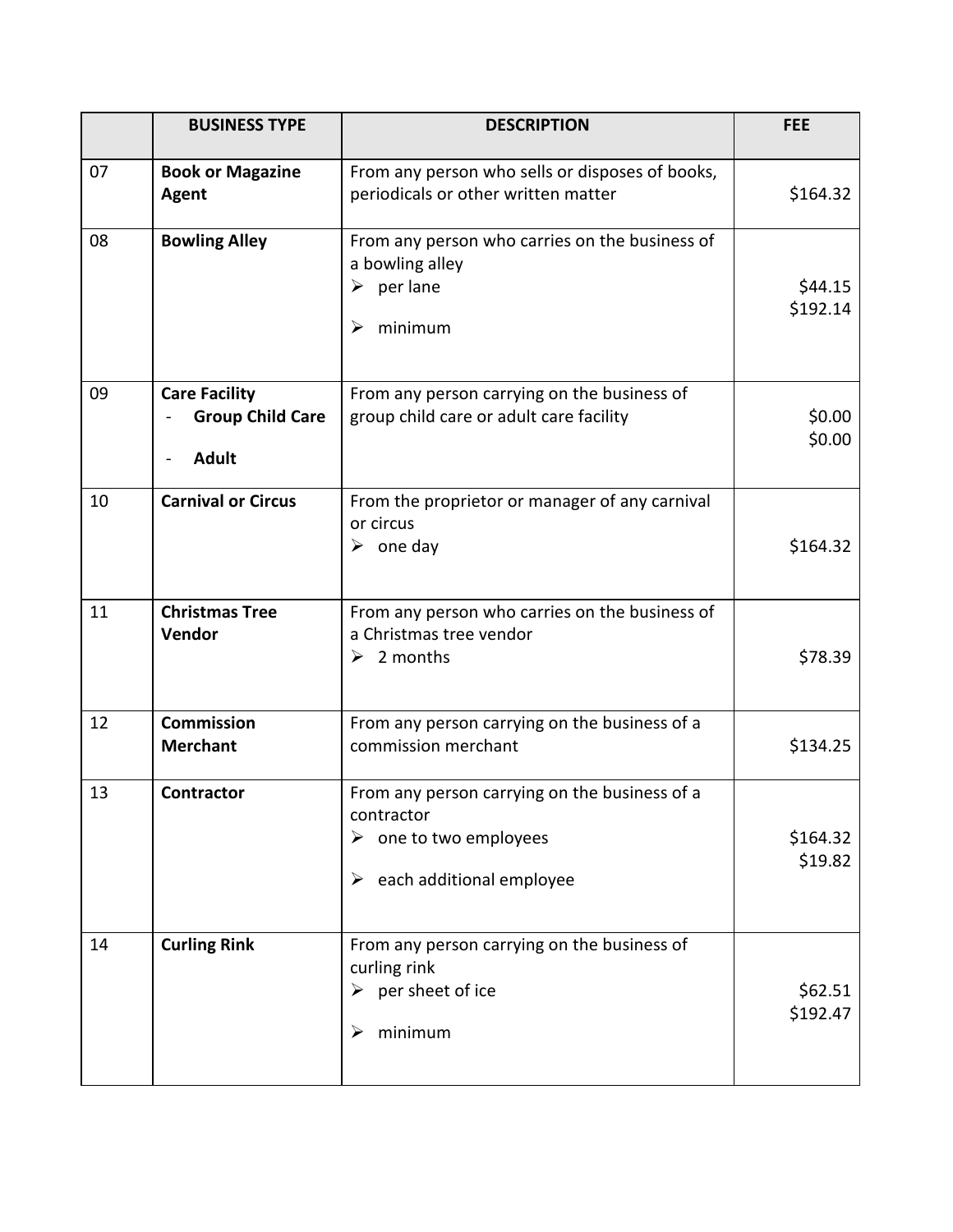| | BUSINESS TYPE | DESCRIPTION | FEE |
|---|---|---|---|
| 07 | **Book or Magazine Agent** | From any person who sells or disposes of books, periodicals or other written matter | $164.32 |
| 08 | **Bowling Alley** | From any person who carries on the business of a bowling alley<br>➢ per lane<br>➢ minimum | $44.15<br>$192.14 |
| 09 | **Care Facility**<br>- **Group Child Care**<br>- **Adult** | From any person carrying on the business of group child care or adult care facility | $0.00<br>$0.00 |
| 10 | **Carnival or Circus** | From the proprietor or manager of any carnival or circus<br>➢ one day | $164.32 |
| 11 | **Christmas Tree Vendor** | From any person who carries on the business of a Christmas tree vendor<br>➢ 2 months | $78.39 |
| 12 | **Commission Merchant** | From any person carrying on the business of a commission merchant | $134.25 |
| 13 | **Contractor** | From any person carrying on the business of a contractor<br>➢ one to two employees<br>➢ each additional employee | $164.32<br>$19.82 |
| 14 | **Curling Rink** | From any person carrying on the business of curling rink<br>➢ per sheet of ice<br>➢ minimum | $62.51<br>$192.47 |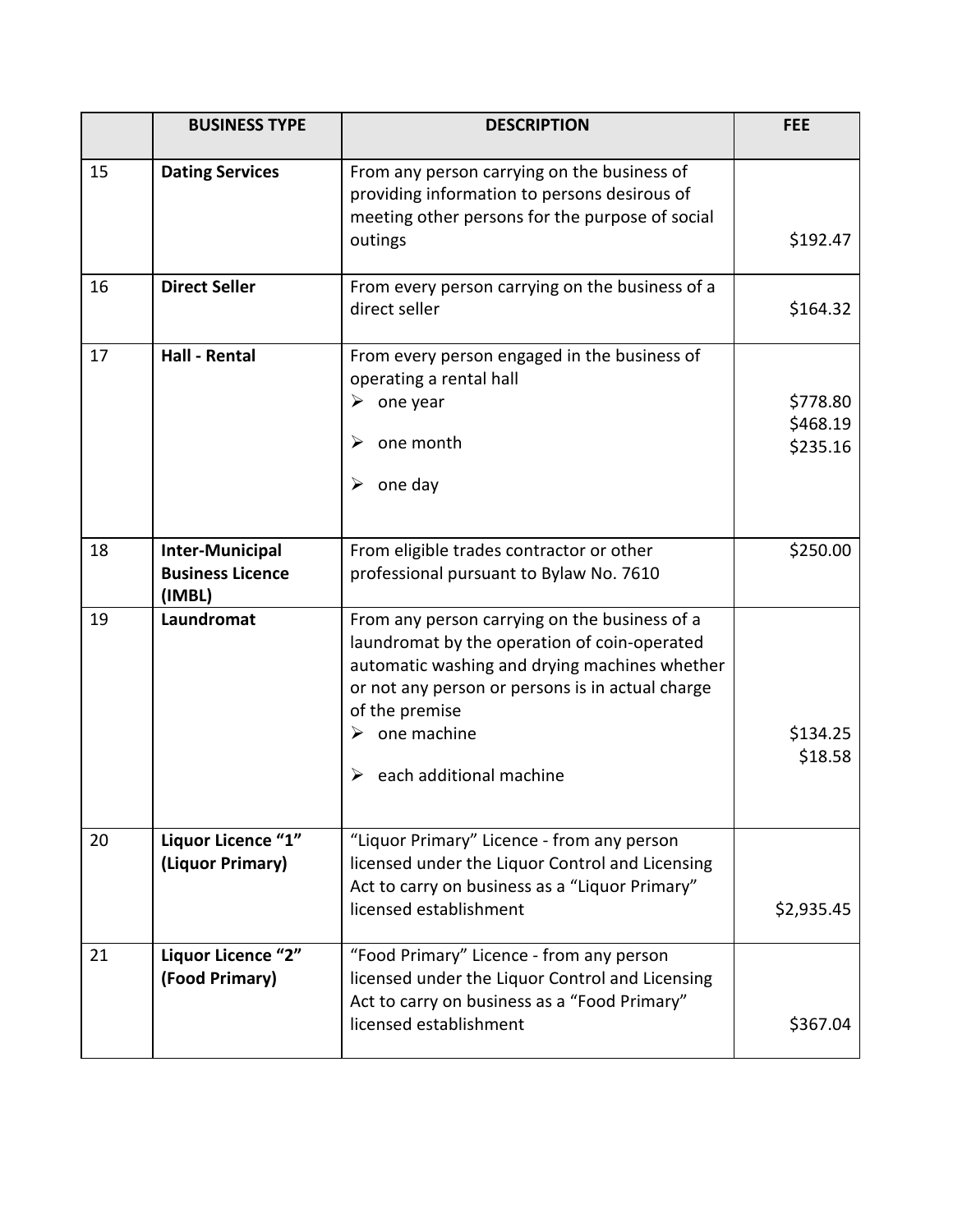| | BUSINESS TYPE | DESCRIPTION | FEE |
|---|---|---|---|
| 15 | **Dating Services** | From any person carrying on the business of providing information to persons desirous of meeting other persons for the purpose of social outings | $192.47 |
| 16 | **Direct Seller** | From every person carrying on the business of a direct seller | $164.32 |
| 17 | **Hall - Rental** | From every person engaged in the business of operating a rental hall<br>➢ one year<br>➢ one month<br>➢ one day | <br>$778.80<br>$468.19<br>$235.16 |
| 18 | **Inter-Municipal Business Licence (IMBL)** | From eligible trades contractor or other professional pursuant to Bylaw No. 7610 | $250.00 |
| 19 | **Laundromat** | From any person carrying on the business of a laundromat by the operation of coin-operated automatic washing and drying machines whether or not any person or persons is in actual charge of the premise<br>➢ one machine<br>➢ each additional machine | <br>$134.25<br>$18.58 |
| 20 | **Liquor Licence "1" (Liquor Primary)** | "Liquor Primary" Licence - from any person licensed under the Liquor Control and Licensing Act to carry on business as a "Liquor Primary" licensed establishment | $2,935.45 |
| 21 | **Liquor Licence "2" (Food Primary)** | "Food Primary" Licence - from any person licensed under the Liquor Control and Licensing Act to carry on business as a "Food Primary" licensed establishment | $367.04 |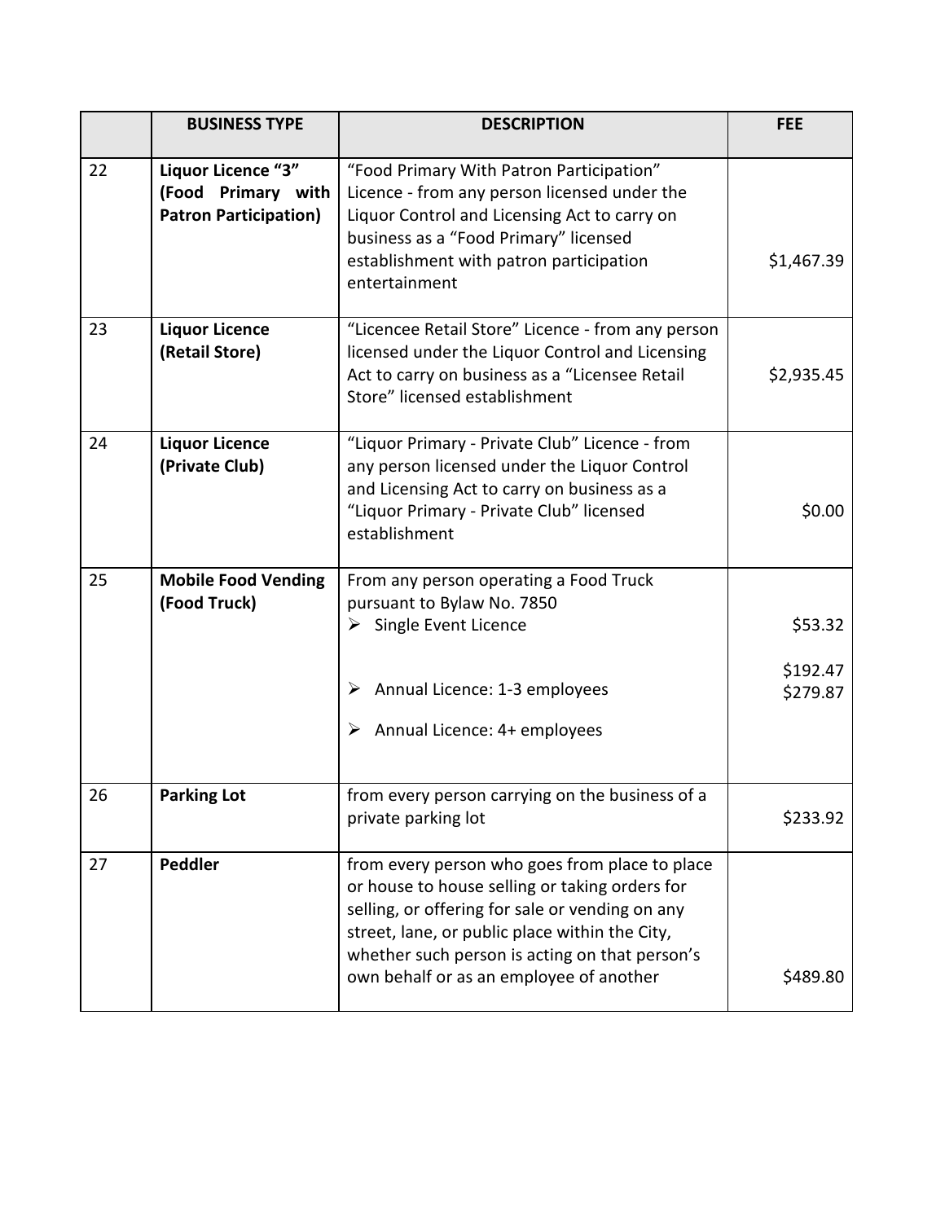|  | BUSINESS TYPE | DESCRIPTION | FEE |
|---|---|---|---|
| 22 | **Liquor Licence "3" (Food Primary with Patron Participation)** | "Food Primary With Patron Participation" Licence - from any person licensed under the Liquor Control and Licensing Act to carry on business as a "Food Primary" licensed establishment with patron participation entertainment | $1,467.39 |
| 23 | **Liquor Licence (Retail Store)** | "Licencee Retail Store" Licence - from any person licensed under the Liquor Control and Licensing Act to carry on business as a "Licensee Retail Store" licensed establishment | $2,935.45 |
| 24 | **Liquor Licence (Private Club)** | "Liquor Primary - Private Club" Licence - from any person licensed under the Liquor Control and Licensing Act to carry on business as a "Liquor Primary - Private Club" licensed establishment | $0.00 |
| 25 | **Mobile Food Vending (Food Truck)** | From any person operating a Food Truck pursuant to Bylaw No. 7850<br>➢ Single Event Licence<br>➢ Annual Licence: 1-3 employees<br>➢ Annual Licence: 4+ employees | $53.32<br>$192.47<br>$279.87 |
| 26 | **Parking Lot** | from every person carrying on the business of a private parking lot | $233.92 |
| 27 | **Peddler** | from every person who goes from place to place or house to house selling or taking orders for selling, or offering for sale or vending on any street, lane, or public place within the City, whether such person is acting on that person's own behalf or as an employee of another | $489.80 |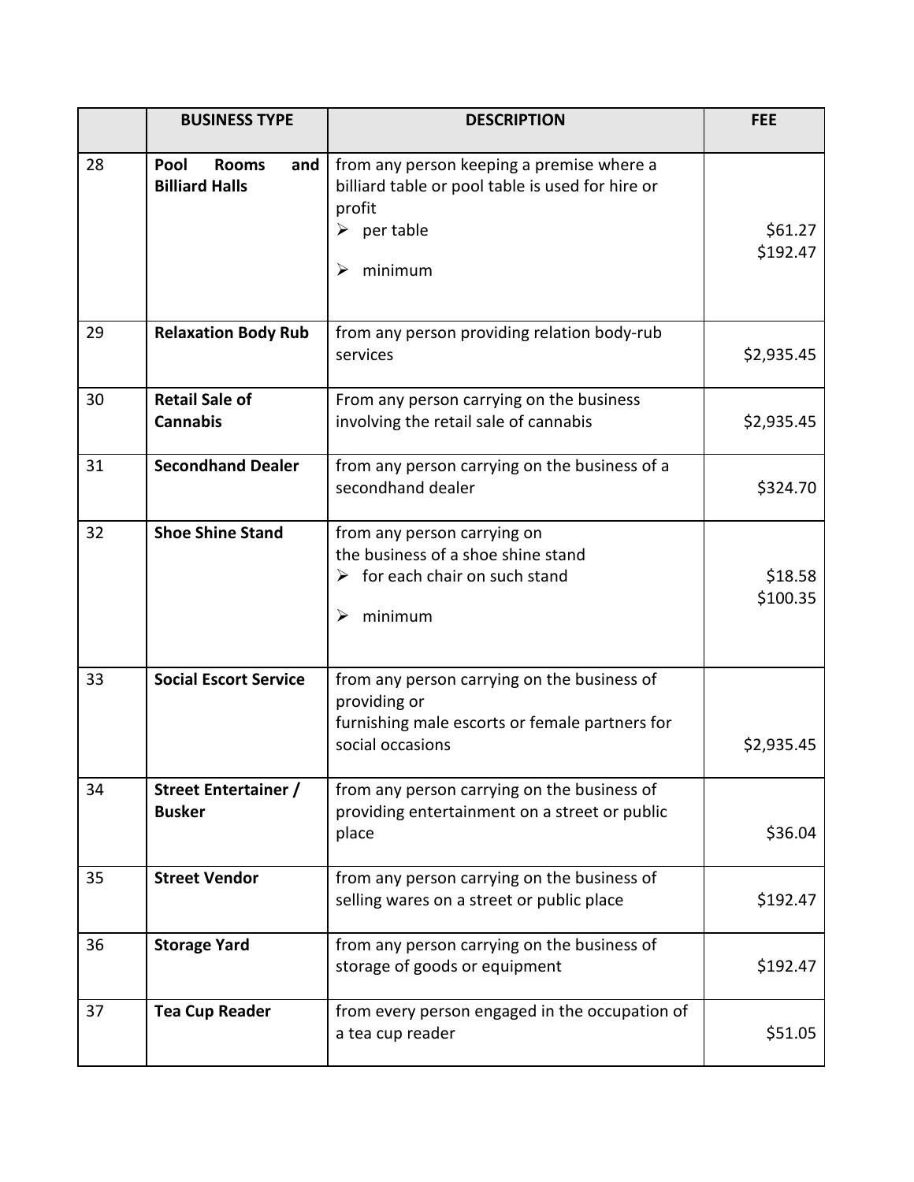|  | BUSINESS TYPE | DESCRIPTION | FEE |
|---|---|---|---|
| 28 | **Pool Rooms and Billiard Halls** | from any person keeping a premise where a billiard table or pool table is used for hire or profit<br>➢ per table<br>➢ minimum | $61.27<br>$192.47 |
| 29 | **Relaxation Body Rub** | from any person providing relation body-rub services | $2,935.45 |
| 30 | **Retail Sale of Cannabis** | From any person carrying on the business involving the retail sale of cannabis | $2,935.45 |
| 31 | **Secondhand Dealer** | from any person carrying on the business of a secondhand dealer | $324.70 |
| 32 | **Shoe Shine Stand** | from any person carrying on the business of a shoe shine stand<br>➢ for each chair on such stand<br>➢ minimum | $18.58<br>$100.35 |
| 33 | **Social Escort Service** | from any person carrying on the business of providing or furnishing male escorts or female partners for social occasions | $2,935.45 |
| 34 | **Street Entertainer / Busker** | from any person carrying on the business of providing entertainment on a street or public place | $36.04 |
| 35 | **Street Vendor** | from any person carrying on the business of selling wares on a street or public place | $192.47 |
| 36 | **Storage Yard** | from any person carrying on the business of storage of goods or equipment | $192.47 |
| 37 | **Tea Cup Reader** | from every person engaged in the occupation of a tea cup reader | $51.05 |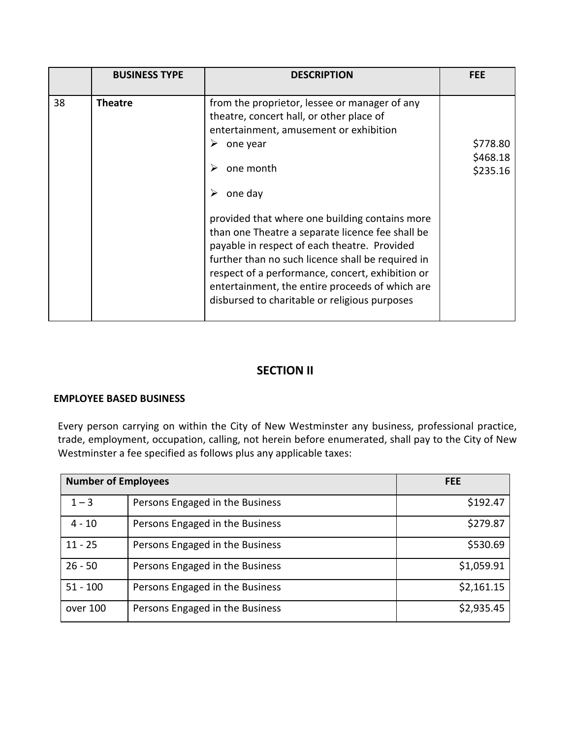|  | BUSINESS TYPE | DESCRIPTION | FEE |
|---|---|---|---|
| 38 | **Theatre** | from the proprietor, lessee or manager of any theatre, concert hall, or other place of entertainment, amusement or exhibition<br>➢ one year<br>➢ one month<br>➢ one day<br><br>provided that where one building contains more than one Theatre a separate licence fee shall be payable in respect of each theatre. Provided further than no such licence shall be required in respect of a performance, concert, exhibition or entertainment, the entire proceeds of which are disbursed to charitable or religious purposes | <br><br><br>$778.80<br>$468.18<br>$235.16 |

## SECTION II

**EMPLOYEE BASED BUSINESS**

Every person carrying on within the City of New Westminster any business, professional practice, trade, employment, occupation, calling, not herein before enumerated, shall pay to the City of New Westminster a fee specified as follows plus any applicable taxes:

| Number of Employees | | FEE |
|---|---|---|
| 1 – 3 | Persons Engaged in the Business | $192.47 |
| 4 - 10 | Persons Engaged in the Business | $279.87 |
| 11 - 25 | Persons Engaged in the Business | $530.69 |
| 26 - 50 | Persons Engaged in the Business | $1,059.91 |
| 51 - 100 | Persons Engaged in the Business | $2,161.15 |
| over 100 | Persons Engaged in the Business | $2,935.45 |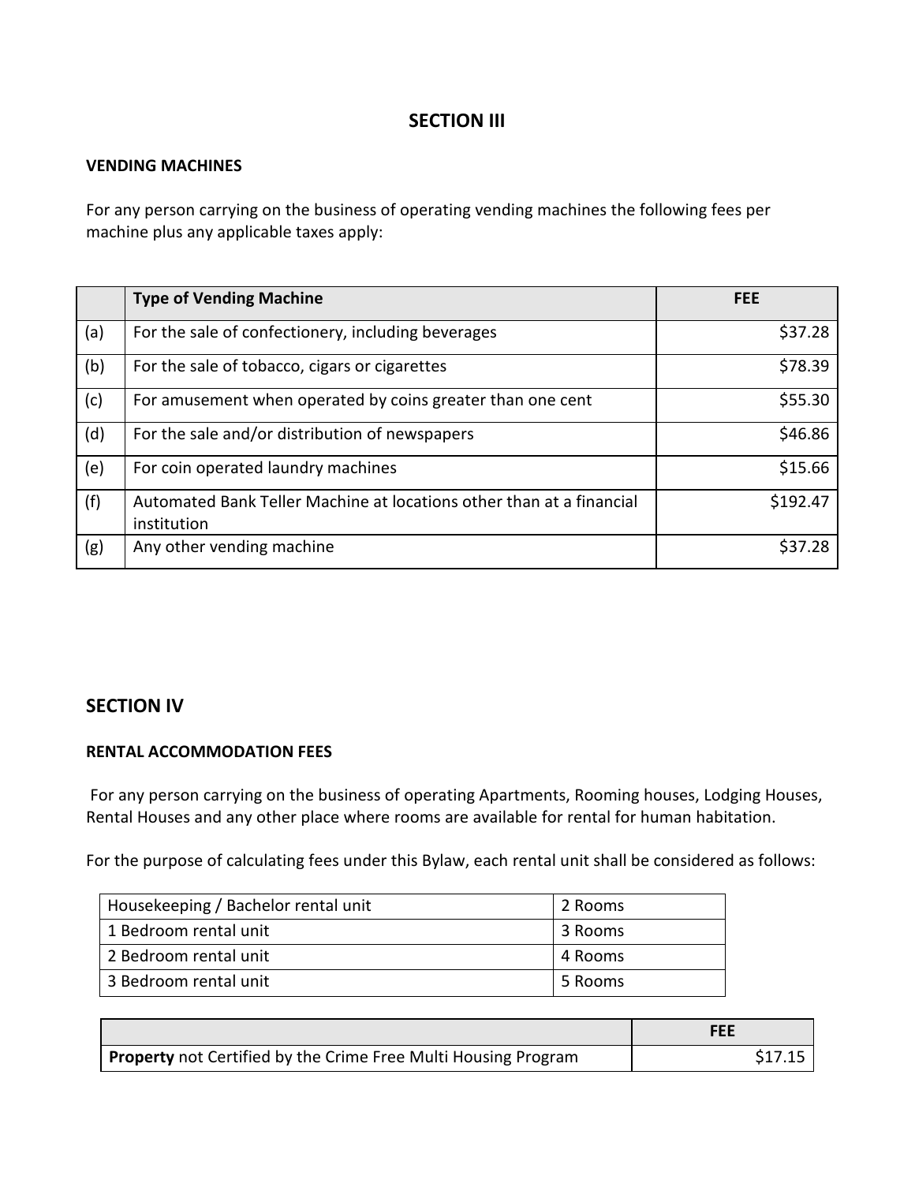## SECTION III

**VENDING MACHINES**

For any person carrying on the business of operating vending machines the following fees per machine plus any applicable taxes apply:

| | **Type of Vending Machine** | **FEE** |
|---|---|---|
| (a) | For the sale of confectionery, including beverages | $37.28 |
| (b) | For the sale of tobacco, cigars or cigarettes | $78.39 |
| (c) | For amusement when operated by coins greater than one cent | $55.30 |
| (d) | For the sale and/or distribution of newspapers | $46.86 |
| (e) | For coin operated laundry machines | $15.66 |
| (f) | Automated Bank Teller Machine at locations other than at a financial institution | $192.47 |
| (g) | Any other vending machine | $37.28 |

## SECTION IV

**RENTAL ACCOMMODATION FEES**

For any person carrying on the business of operating Apartments, Rooming houses, Lodging Houses, Rental Houses and any other place where rooms are available for rental for human habitation.

For the purpose of calculating fees under this Bylaw, each rental unit shall be considered as follows:

| | |
|---|---|
| Housekeeping / Bachelor rental unit | 2 Rooms |
| 1 Bedroom rental unit | 3 Rooms |
| 2 Bedroom rental unit | 4 Rooms |
| 3 Bedroom rental unit | 5 Rooms |

| | **FEE** |
|---|---|
| **Property** not Certified by the Crime Free Multi Housing Program | $17.15 |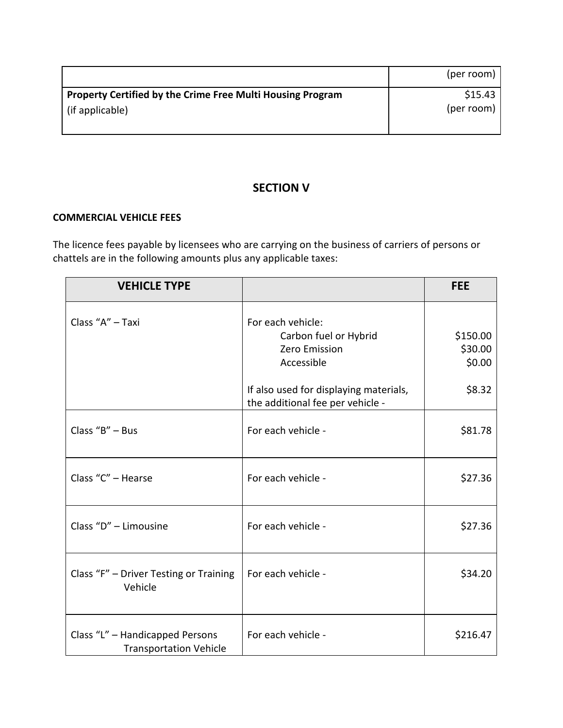| | |
|---|---|
| | (per room) |
| **Property Certified by the Crime Free Multi Housing Program** (if applicable) | $15.43 (per room) |

## SECTION V

**COMMERCIAL VEHICLE FEES**

The licence fees payable by licensees who are carrying on the business of carriers of persons or chattels are in the following amounts plus any applicable taxes:

| VEHICLE TYPE | | FEE |
|---|---|---|
| Class "A" – Taxi | For each vehicle: | |
| | Carbon fuel or Hybrid | $150.00 |
| | Zero Emission | $30.00 |
| | Accessible | $0.00 |
| | If also used for displaying materials, the additional fee per vehicle - | $8.32 |
| Class "B" – Bus | For each vehicle - | $81.78 |
| Class "C" – Hearse | For each vehicle - | $27.36 |
| Class "D" – Limousine | For each vehicle - | $27.36 |
| Class "F" – Driver Testing or Training Vehicle | For each vehicle - | $34.20 |
| Class "L" – Handicapped Persons Transportation Vehicle | For each vehicle - | $216.47 |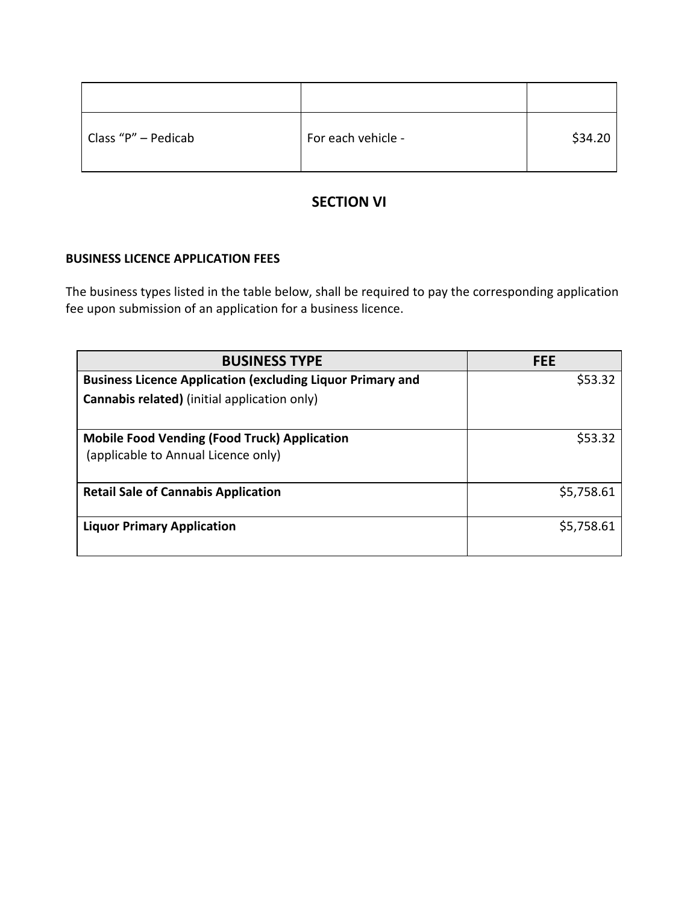| | | |
|---|---|---|
| | | |
| Class "P" – Pedicab | For each vehicle - | $34.20 |

## SECTION VI

**BUSINESS LICENCE APPLICATION FEES**

The business types listed in the table below, shall be required to pay the corresponding application fee upon submission of an application for a business licence.

| BUSINESS TYPE | FEE |
|---|---|
| **Business Licence Application (excluding Liquor Primary and Cannabis related)** (initial application only) | $53.32 |
| **Mobile Food Vending (Food Truck) Application** (applicable to Annual Licence only) | $53.32 |
| **Retail Sale of Cannabis Application** | $5,758.61 |
| **Liquor Primary Application** | $5,758.61 |